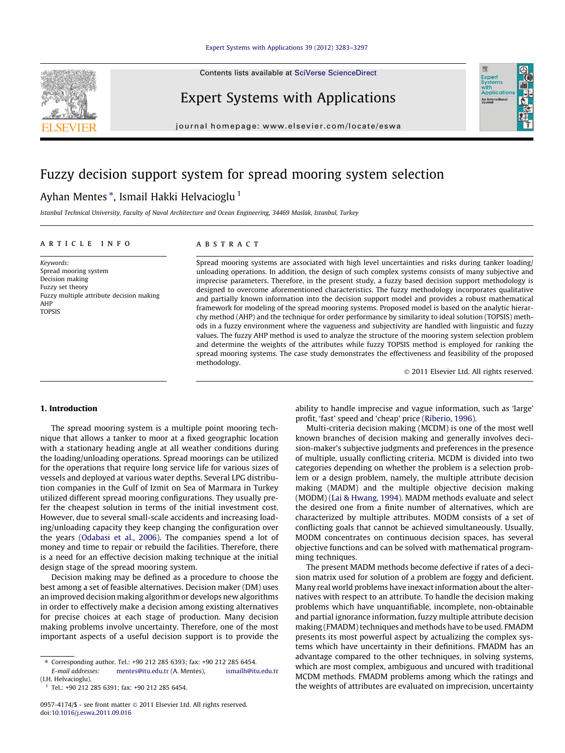# Fuzzy decision support system for spread mooring system selection

Ayhan Mentes *, Ismail Hakki Helvacioglu [1]

*Istanbul Technical University, Faculty of Naval Architecture and Ocean Engineering, 34469 Maslak, Istanbul, Turkey*

## ARTICLE INFO

*Keywords:*
Spread mooring system
Decision making
Fuzzy set theory
Fuzzy multiple attribute decision making
AHP
TOPSIS

## ABSTRACT

Spread mooring systems are associated with high level uncertainties and risks during tanker loading/unloading operations. In addition, the design of such complex systems consists of many subjective and imprecise parameters. Therefore, in the present study, a fuzzy based decision support methodology is designed to overcome aforementioned characteristics. The fuzzy methodology incorporates qualitative and partially known information into the decision support model and provides a robust mathematical framework for modeling of the spread mooring systems. Proposed model is based on the analytic hierarchy method (AHP) and the technique for order performance by similarity to ideal solution (TOPSIS) methods in a fuzzy environment where the vagueness and subjectivity are handled with linguistic and fuzzy values. The fuzzy AHP method is used to analyze the structure of the mooring system selection problem and determine the weights of the attributes while fuzzy TOPSIS method is employed for ranking the spread mooring systems. The case study demonstrates the effectiveness and feasibility of the proposed methodology.

© 2011 Elsevier Ltd. All rights reserved.

## 1. Introduction

The spread mooring system is a multiple point mooring technique that allows a tanker to moor at a fixed geographic location with a stationary heading angle at all weather conditions during the loading/unloading operations. Spread moorings can be utilized for the operations that require long service life for various sizes of vessels and deployed at various water depths. Several LPG distribution companies in the Gulf of Izmit on Sea of Marmara in Turkey utilized different spread mooring configurations. They usually prefer the cheapest solution in terms of the initial investment cost. However, due to several small-scale accidents and increasing loading/unloading capacity they keep changing the configuration over the years (Odabasi et al., 2006). The companies spend a lot of money and time to repair or rebuild the facilities. Therefore, there is a need for an effective decision making technique at the initial design stage of the spread mooring system.

Decision making may be defined as a procedure to choose the best among a set of feasible alternatives. Decision maker (DM) uses an improved decision making algorithm or develops new algorithms in order to effectively make a decision among existing alternatives for precise choices at each stage of production. Many decision making problems involve uncertainty. Therefore, one of the most important aspects of a useful decision support is to provide the ability to handle imprecise and vague information, such as 'large' profit, 'fast' speed and 'cheap' price (Riberio, 1996).

Multi-criteria decision making (MCDM) is one of the most well known branches of decision making and generally involves decision-maker's subjective judgments and preferences in the presence of multiple, usually conflicting criteria. MCDM is divided into two categories depending on whether the problem is a selection problem or a design problem, namely, the multiple attribute decision making (MADM) and the multiple objective decision making (MODM) (Lai & Hwang, 1994). MADM methods evaluate and select the desired one from a finite number of alternatives, which are characterized by multiple attributes. MODM consists of a set of conflicting goals that cannot be achieved simultaneously. Usually, MODM concentrates on continuous decision spaces, has several objective functions and can be solved with mathematical programming techniques.

The present MADM methods become defective if rates of a decision matrix used for solution of a problem are foggy and deficient. Many real world problems have inexact information about the alternatives with respect to an attribute. To handle the decision making problems which have unquantifiable, incomplete, non-obtainable and partial ignorance information, fuzzy multiple attribute decision making (FMADM) techniques and methods have to be used. FMADM presents its most powerful aspect by actualizing the complex systems which have uncertainty in their definitions. FMADM has an advantage compared to the other techniques, in solving systems, which are most complex, ambiguous and uncured with traditional MCDM methods. FMADM problems among which the ratings and the weights of attributes are evaluated on imprecision, uncertainty

---

* Corresponding author. Tel.: +90 212 285 6393; fax: +90 212 285 6454.
E-mail addresses: mentes@itu.edu.tr (A. Mentes), ismailh@itu.edu.tr (I.H. Helvacioglu).

[1] Tel.: +90 212 285 6391; fax: +90 212 285 6454.

0957-4174/$ - see front matter © 2011 Elsevier Ltd. All rights reserved.
doi:10.1016/j.eswa.2011.09.016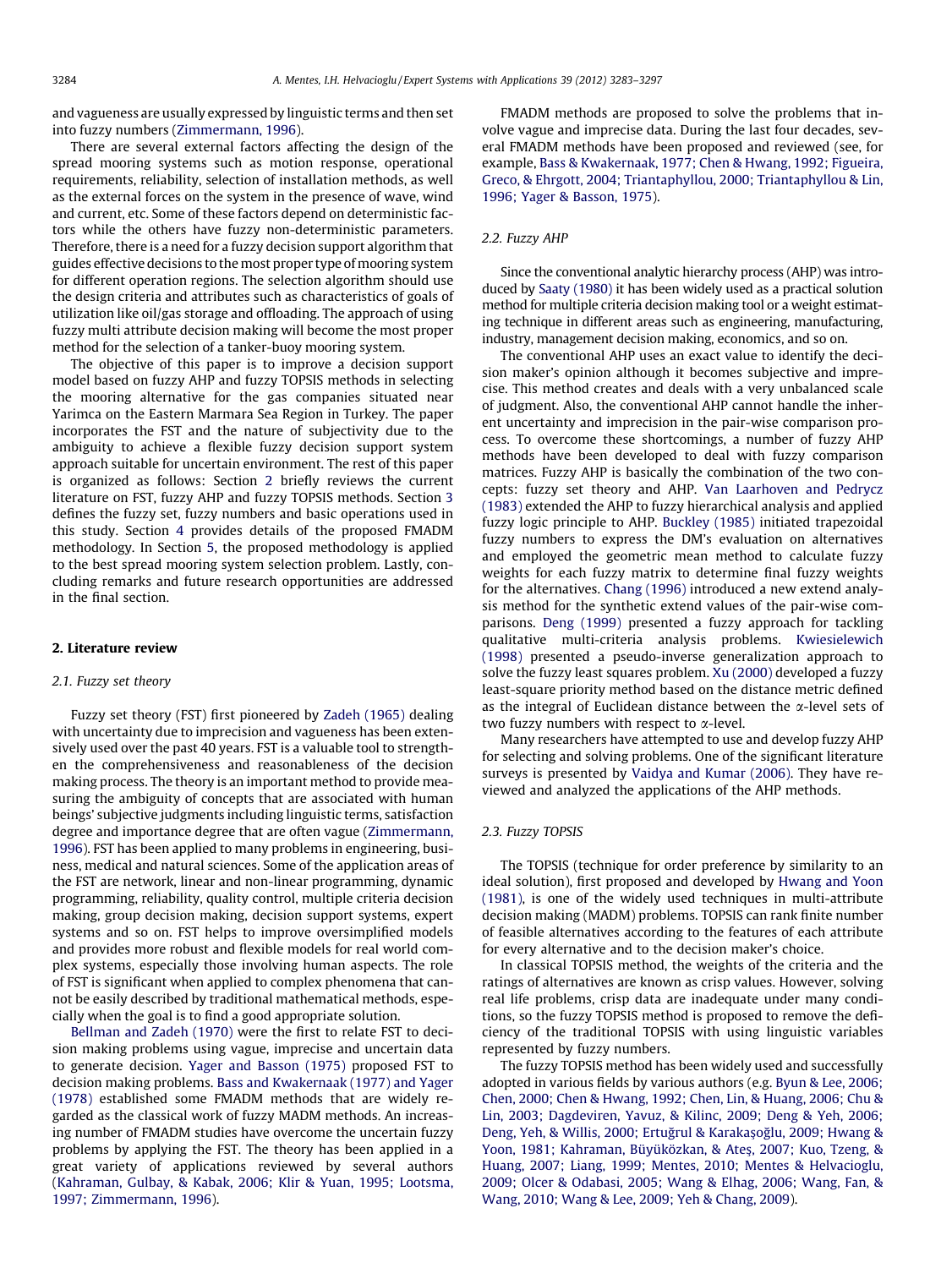and vagueness are usually expressed by linguistic terms and then set into fuzzy numbers (Zimmermann, 1996).

There are several external factors affecting the design of the spread mooring systems such as motion response, operational requirements, reliability, selection of installation methods, as well as the external forces on the system in the presence of wave, wind and current, etc. Some of these factors depend on deterministic factors while the others have fuzzy non-deterministic parameters. Therefore, there is a need for a fuzzy decision support algorithm that guides effective decisions to the most proper type of mooring system for different operation regions. The selection algorithm should use the design criteria and attributes such as characteristics of goals of utilization like oil/gas storage and offloading. The approach of using fuzzy multi attribute decision making will become the most proper method for the selection of a tanker-buoy mooring system.

The objective of this paper is to improve a decision support model based on fuzzy AHP and fuzzy TOPSIS methods in selecting the mooring alternative for the gas companies situated near Yarimca on the Eastern Marmara Sea Region in Turkey. The paper incorporates the FST and the nature of subjectivity due to the ambiguity to achieve a flexible fuzzy decision support system approach suitable for uncertain environment. The rest of this paper is organized as follows: Section 2 briefly reviews the current literature on FST, fuzzy AHP and fuzzy TOPSIS methods. Section 3 defines the fuzzy set, fuzzy numbers and basic operations used in this study. Section 4 provides details of the proposed FMADM methodology. In Section 5, the proposed methodology is applied to the best spread mooring system selection problem. Lastly, concluding remarks and future research opportunities are addressed in the final section.

## 2. Literature review

### 2.1. Fuzzy set theory

Fuzzy set theory (FST) first pioneered by Zadeh (1965) dealing with uncertainty due to imprecision and vagueness has been extensively used over the past 40 years. FST is a valuable tool to strengthen the comprehensiveness and reasonableness of the decision making process. The theory is an important method to provide measuring the ambiguity of concepts that are associated with human beings' subjective judgments including linguistic terms, satisfaction degree and importance degree that are often vague (Zimmermann, 1996). FST has been applied to many problems in engineering, business, medical and natural sciences. Some of the application areas of the FST are network, linear and non-linear programming, dynamic programming, reliability, quality control, multiple criteria decision making, group decision making, decision support systems, expert systems and so on. FST helps to improve oversimplified models and provides more robust and flexible models for real world complex systems, especially those involving human aspects. The role of FST is significant when applied to complex phenomena that cannot be easily described by traditional mathematical methods, especially when the goal is to find a good appropriate solution.

Bellman and Zadeh (1970) were the first to relate FST to decision making problems using vague, imprecise and uncertain data to generate decision. Yager and Basson (1975) proposed FST to decision making problems. Bass and Kwakernaak (1977) and Yager (1978) established some FMADM methods that are widely regarded as the classical work of fuzzy MADM methods. An increasing number of FMADM studies have overcome the uncertain fuzzy problems by applying the FST. The theory has been applied in a great variety of applications reviewed by several authors (Kahraman, Gulbay, & Kabak, 2006; Klir & Yuan, 1995; Lootsma, 1997; Zimmermann, 1996).

FMADM methods are proposed to solve the problems that involve vague and imprecise data. During the last four decades, several FMADM methods have been proposed and reviewed (see, for example, Bass & Kwakernaak, 1977; Chen & Hwang, 1992; Figueira, Greco, & Ehrgott, 2004; Triantaphyllou, 2000; Triantaphyllou & Lin, 1996; Yager & Basson, 1975).

### 2.2. Fuzzy AHP

Since the conventional analytic hierarchy process (AHP) was introduced by Saaty (1980) it has been widely used as a practical solution method for multiple criteria decision making tool or a weight estimating technique in different areas such as engineering, manufacturing, industry, management decision making, economics, and so on.

The conventional AHP uses an exact value to identify the decision maker's opinion although it becomes subjective and imprecise. This method creates and deals with a very unbalanced scale of judgment. Also, the conventional AHP cannot handle the inherent uncertainty and imprecision in the pair-wise comparison process. To overcome these shortcomings, a number of fuzzy AHP methods have been developed to deal with fuzzy comparison matrices. Fuzzy AHP is basically the combination of the two concepts: fuzzy set theory and AHP. Van Laarhoven and Pedrycz (1983) extended the AHP to fuzzy hierarchical analysis and applied fuzzy logic principle to AHP. Buckley (1985) initiated trapezoidal fuzzy numbers to express the DM's evaluation on alternatives and employed the geometric mean method to calculate fuzzy weights for each fuzzy matrix to determine final fuzzy weights for the alternatives. Chang (1996) introduced a new extend analysis method for the synthetic extend values of the pair-wise comparisons. Deng (1999) presented a fuzzy approach for tackling qualitative multi-criteria analysis problems. Kwiesielewich (1998) presented a pseudo-inverse generalization approach to solve the fuzzy least squares problem. Xu (2000) developed a fuzzy least-square priority method based on the distance metric defined as the integral of Euclidean distance between the $\alpha$-level sets of two fuzzy numbers with respect to $\alpha$-level.

Many researchers have attempted to use and develop fuzzy AHP for selecting and solving problems. One of the significant literature surveys is presented by Vaidya and Kumar (2006). They have reviewed and analyzed the applications of the AHP methods.

### 2.3. Fuzzy TOPSIS

The TOPSIS (technique for order preference by similarity to an ideal solution), first proposed and developed by Hwang and Yoon (1981), is one of the widely used techniques in multi-attribute decision making (MADM) problems. TOPSIS can rank finite number of feasible alternatives according to the features of each attribute for every alternative and to the decision maker's choice.

In classical TOPSIS method, the weights of the criteria and the ratings of alternatives are known as crisp values. However, solving real life problems, crisp data are inadequate under many conditions, so the fuzzy TOPSIS method is proposed to remove the deficiency of the traditional TOPSIS with using linguistic variables represented by fuzzy numbers.

The fuzzy TOPSIS method has been widely used and successfully adopted in various fields by various authors (e.g. Byun & Lee, 2006; Chen, 2000; Chen & Hwang, 1992; Chen, Lin, & Huang, 2006; Chu & Lin, 2003; Dagdeviren, Yavuz, & Kilinc, 2009; Deng & Yeh, 2006; Deng, Yeh, & Willis, 2000; Ertuğrul & Karakaşoğlu, 2009; Hwang & Yoon, 1981; Kahraman, Büyüközkan, & Ateş, 2007; Kuo, Tzeng, & Huang, 2007; Liang, 1999; Mentes, 2010; Mentes & Helvacioglu, 2009; Olcer & Odabasi, 2005; Wang & Elhag, 2006; Wang, Fan, & Wang, 2010; Wang & Lee, 2009; Yeh & Chang, 2009).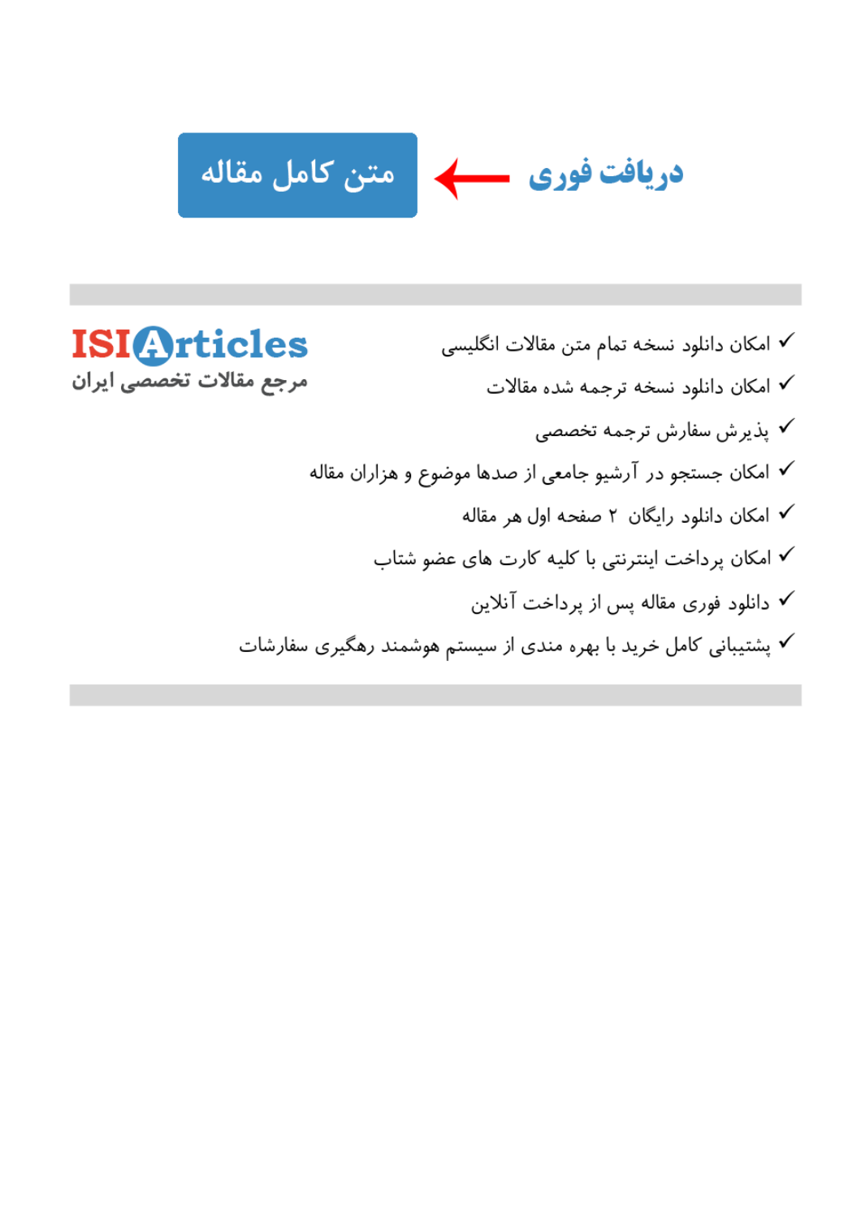دریافت فوری ← **متن کامل مقاله**

**ISIArticles**
مرجع مقالات تخصصی ایران

- ✓ امکان دانلود نسخه تمام متن مقالات انگلیسی
- ✓ امکان دانلود نسخه ترجمه شده مقالات
- ✓ پذیرش سفارش ترجمه تخصصی
- ✓ امکان جستجو در آرشیو جامعی از صدها موضوع و هزاران مقاله
- ✓ امکان دانلود رایگان ۲ صفحه اول هر مقاله
- ✓ امکان پرداخت اینترنتی با کلیه کارت های عضو شتاب
- ✓ دانلود فوری مقاله پس از پرداخت آنلاین
- ✓ پشتیبانی کامل خرید با بهره مندی از سیستم هوشمند رهگیری سفارشات